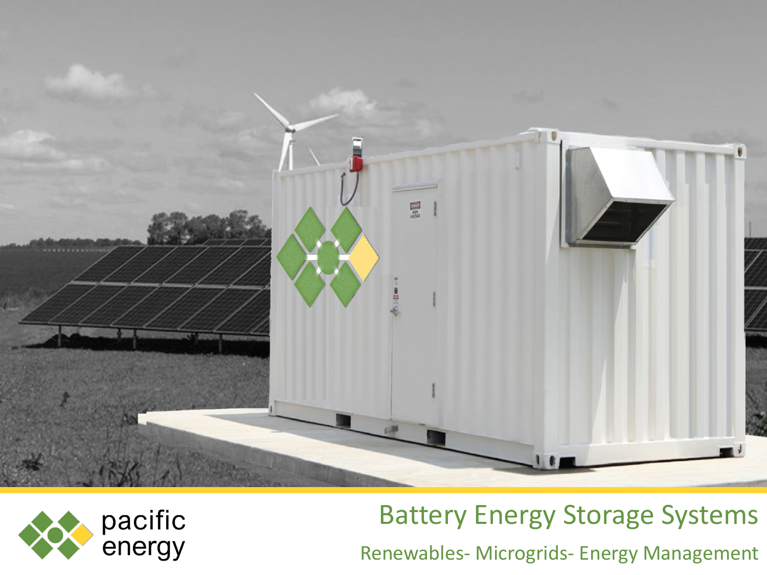pacific energy

# Battery Energy Storage Systems

Renewables- Microgrids- Energy Management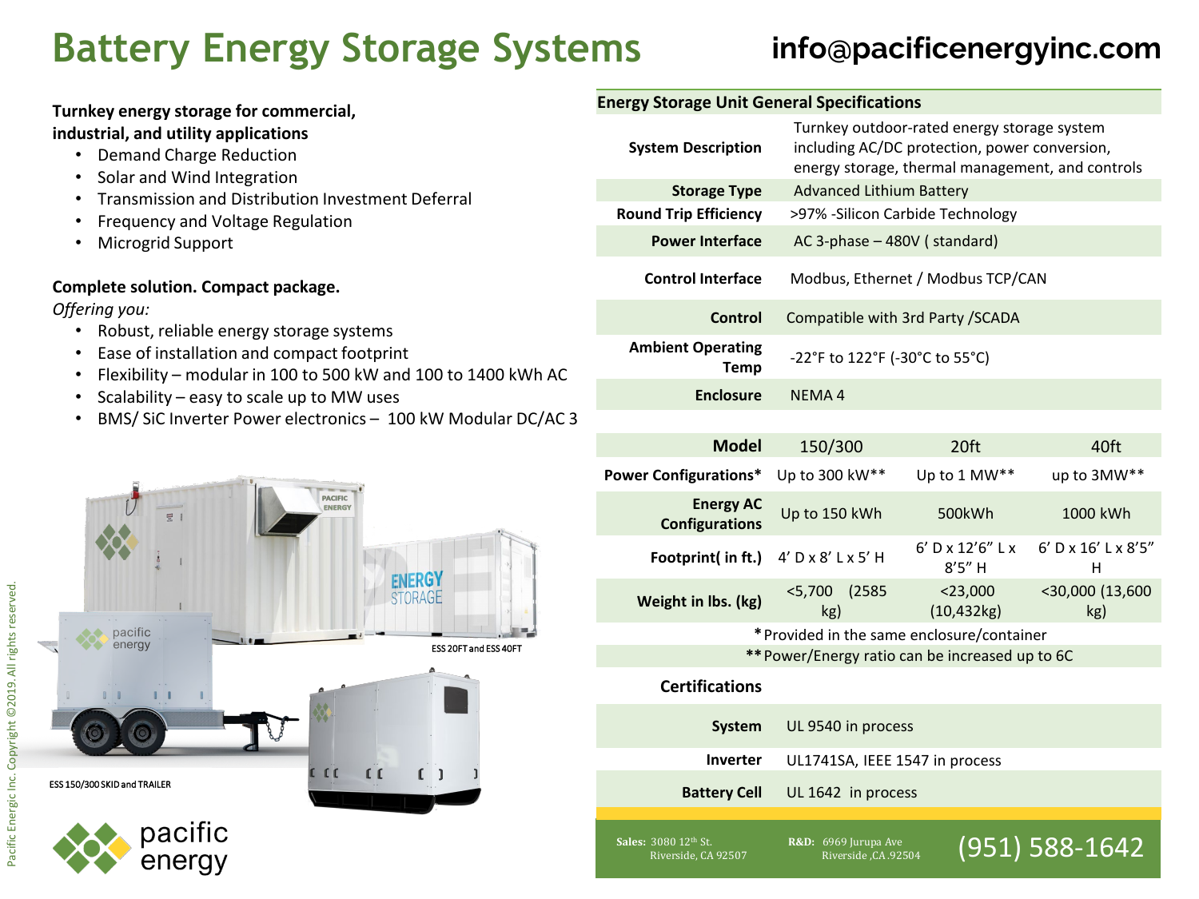# Battery Energy Storage Systems

**info@pacificenergyinc.com**

**Turnkey energy storage for commercial, industrial, and utility applications**

- Demand Charge Reduction
- Solar and Wind Integration
- Transmission and Distribution Investment Deferral
- Frequency and Voltage Regulation
- Microgrid Support

**Complete solution. Compact package.**

*Offering you:*

- Robust, reliable energy storage systems
- Ease of installation and compact footprint
- Flexibility – modular in 100 to 500 kW and 100 to 1400 kWh AC
- Scalability – easy to scale up to MW uses
- BMS/ SiC Inverter Power electronics – 100 kW Modular DC/AC 3

ESS 20FT and ESS 40FT

ESS 150/300 SKID and TRAILER

pacific energy

| Energy Storage Unit General Specifications | |
|---|---|
| **System Description** | Turnkey outdoor-rated energy storage system including AC/DC protection, power conversion, energy storage, thermal management, and controls |
| **Storage Type** | Advanced Lithium Battery |
| **Round Trip Efficiency** | >97% -Silicon Carbide Technology |
| **Power Interface** | AC 3-phase – 480V ( standard) |
| **Control Interface** | Modbus, Ethernet / Modbus TCP/CAN |
| **Control** | Compatible with 3rd Party /SCADA |
| **Ambient Operating Temp** | -22°F to 122°F (-30°C to 55°C) |
| **Enclosure** | NEMA 4 |

| **Model** | 150/300 | 20ft | 40ft |
|---|---|---|---|
| **Power Configurations*** | Up to 300 kW** | Up to 1 MW** | up to 3MW** |
| **Energy AC Configurations** | Up to 150 kWh | 500kWh | 1000 kWh |
| **Footprint( in ft.)** | 4' D x 8' L x 5' H | 6' D x 12'6" L x 8'5" H | 6' D x 16' L x 8'5" H |
| **Weight in lbs. (kg)** | <5,700 (2585 kg) | <23,000 (10,432kg) | <30,000 (13,600 kg) |

*Provided in the same enclosure/container

**Power/Energy ratio can be increased up to 6C

| **Certifications** | |
|---|---|
| **System** | UL 9540 in process |
| **Inverter** | UL1741SA, IEEE 1547 in process |
| **Battery Cell** | UL 1642 in process |

**Sales:** 3080 12th St. Riverside, CA 92507

**R&D:** 6969 Jurupa Ave Riverside ,CA .92504

(951) 588-1642

Pacific Energic Inc. Copyright ©2019. All rights reserved.